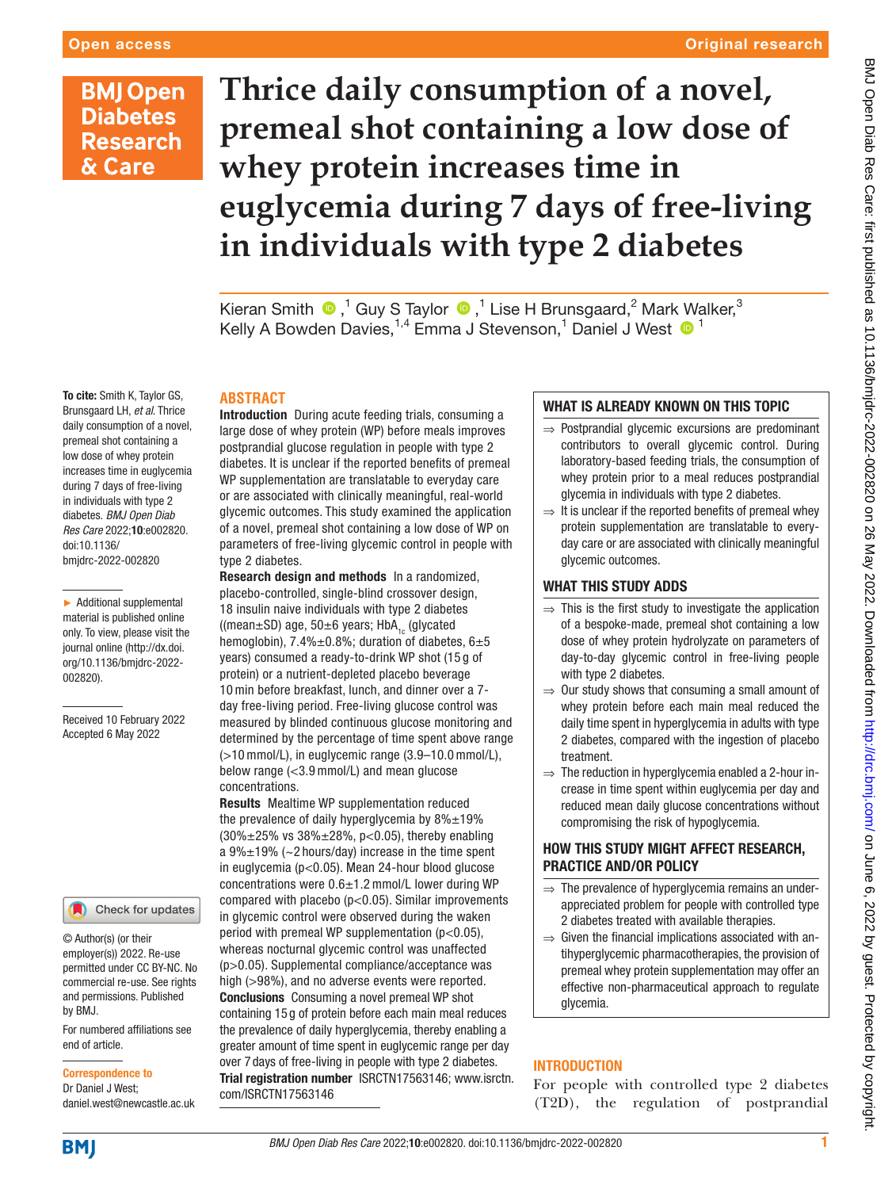# Thrice daily consumption of a novel, premeal shot containing a low dose of whey protein increases time in euglycemia during 7 days of free-living in individuals with type 2 diabetes

Kieran Smith [1], Guy S Taylor [1], Lise H Brunsgaard,[2] Mark Walker,[3] Kelly A Bowden Davies,[1,4] Emma J Stevenson,[1] Daniel J West [1]

**To cite:** Smith K, Taylor GS, Brunsgaard LH, *et al*. Thrice daily consumption of a novel, premeal shot containing a low dose of whey protein increases time in euglycemia during 7 days of free-living in individuals with type 2 diabetes. *BMJ Open Diab Res Care* 2022;**10**:e002820. doi:10.1136/bmjdrc-2022-002820

► Additional supplemental material is published online only. To view, please visit the journal online (http://dx.doi.org/10.1136/bmjdrc-2022-002820).

Received 10 February 2022
Accepted 6 May 2022

© Author(s) (or their employer(s)) 2022. Re-use permitted under CC BY-NC. No commercial re-use. See rights and permissions. Published by BMJ.

For numbered affiliations see end of article.

**Correspondence to**
Dr Daniel J West;
daniel.west@newcastle.ac.uk

## ABSTRACT

**Introduction** During acute feeding trials, consuming a large dose of whey protein (WP) before meals improves postprandial glucose regulation in people with type 2 diabetes. It is unclear if the reported benefits of premeal WP supplementation are translatable to everyday care or are associated with clinically meaningful, real-world glycemic outcomes. This study examined the application of a novel, premeal shot containing a low dose of WP on parameters of free-living glycemic control in people with type 2 diabetes.

**Research design and methods** In a randomized, placebo-controlled, single-blind crossover design, 18 insulin naive individuals with type 2 diabetes ((mean±SD) age, 50±6 years; $HbA_{1c}$ (glycated hemoglobin), 7.4%±0.8%; duration of diabetes, 6±5 years) consumed a ready-to-drink WP shot (15 g of protein) or a nutrient-depleted placebo beverage 10 min before breakfast, lunch, and dinner over a 7-day free-living period. Free-living glucose control was measured by blinded continuous glucose monitoring and determined by the percentage of time spent above range (>10 mmol/L), in euglycemic range (3.9–10.0 mmol/L), below range (<3.9 mmol/L) and mean glucose concentrations.

**Results** Mealtime WP supplementation reduced the prevalence of daily hyperglycemia by 8%±19% (30%±25% vs 38%±28%, p<0.05), thereby enabling a 9%±19% (~2 hours/day) increase in the time spent in euglycemia (p<0.05). Mean 24-hour blood glucose concentrations were 0.6±1.2 mmol/L lower during WP compared with placebo (p<0.05). Similar improvements in glycemic control were observed during the waken period with premeal WP supplementation (p<0.05), whereas nocturnal glycemic control was unaffected (p>0.05). Supplemental compliance/acceptance was high (>98%), and no adverse events were reported.

**Conclusions** Consuming a novel premeal WP shot containing 15 g of protein before each main meal reduces the prevalence of daily hyperglycemia, thereby enabling a greater amount of time spent in euglycemic range per day over 7 days of free-living in people with type 2 diabetes.

**Trial registration number** ISRCTN17563146; www.isrctn.com/ISRCTN17563146

### WHAT IS ALREADY KNOWN ON THIS TOPIC

⇒ Postprandial glycemic excursions are predominant contributors to overall glycemic control. During laboratory-based feeding trials, the consumption of whey protein prior to a meal reduces postprandial glycemia in individuals with type 2 diabetes.

⇒ It is unclear if the reported benefits of premeal whey protein supplementation are translatable to everyday care or are associated with clinically meaningful glycemic outcomes.

### WHAT THIS STUDY ADDS

⇒ This is the first study to investigate the application of a bespoke-made, premeal shot containing a low dose of whey protein hydrolyzate on parameters of day-to-day glycemic control in free-living people with type 2 diabetes.

⇒ Our study shows that consuming a small amount of whey protein before each main meal reduced the daily time spent in hyperglycemia in adults with type 2 diabetes, compared with the ingestion of placebo treatment.

⇒ The reduction in hyperglycemia enabled a 2-hour increase in time spent within euglycemia per day and reduced mean daily glucose concentrations without compromising the risk of hypoglycemia.

### HOW THIS STUDY MIGHT AFFECT RESEARCH, PRACTICE AND/OR POLICY

⇒ The prevalence of hyperglycemia remains an underappreciated problem for people with controlled type 2 diabetes treated with available therapies.

⇒ Given the financial implications associated with antihyperglycemic pharmacotherapies, the provision of premeal whey protein supplementation may offer an effective non-pharmaceutical approach to regulate glycemia.

## INTRODUCTION

For people with controlled type 2 diabetes (T2D), the regulation of postprandial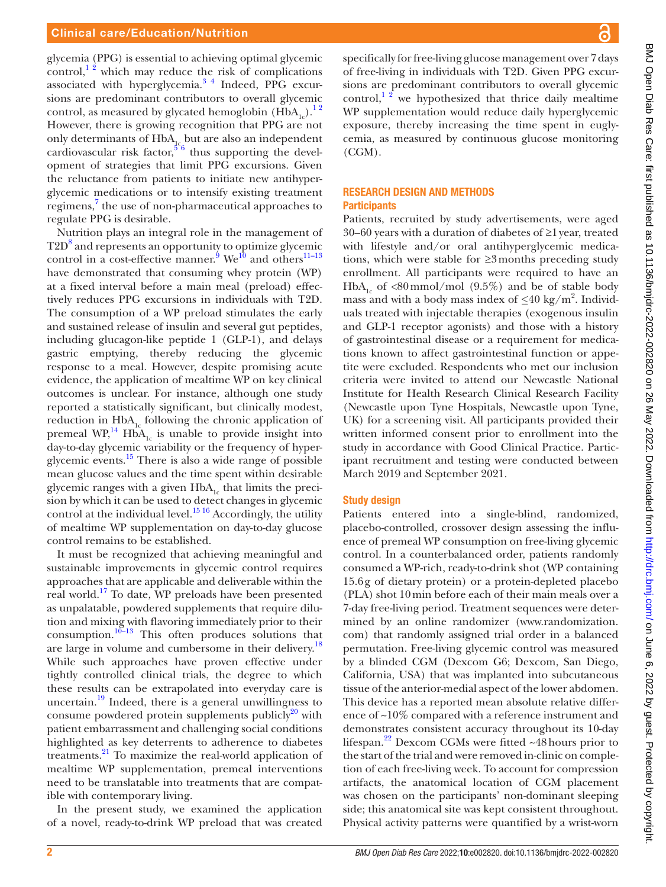glycemia (PPG) is essential to achieving optimal glycemic control,[1 2] which may reduce the risk of complications associated with hyperglycemia.[3 4] Indeed, PPG excursions are predominant contributors to overall glycemic control, as measured by glycated hemoglobin ($HbA_{1c}$).[1 2] However, there is growing recognition that PPG are not only determinants of $HbA_{1c}$ but are also an independent cardiovascular risk factor,[5 6] thus supporting the development of strategies that limit PPG excursions. Given the reluctance from patients to initiate new antihyperglycemic medications or to intensify existing treatment regimens,[7] the use of non-pharmaceutical approaches to regulate PPG is desirable.

Nutrition plays an integral role in the management of T2D[8] and represents an opportunity to optimize glycemic control in a cost-effective manner.[9] We[10] and others[11–13] have demonstrated that consuming whey protein (WP) at a fixed interval before a main meal (preload) effectively reduces PPG excursions in individuals with T2D. The consumption of a WP preload stimulates the early and sustained release of insulin and several gut peptides, including glucagon-like peptide 1 (GLP-1), and delays gastric emptying, thereby reducing the glycemic response to a meal. However, despite promising acute evidence, the application of mealtime WP on key clinical outcomes is unclear. For instance, although one study reported a statistically significant, but clinically modest, reduction in $HbA_{1c}$ following the chronic application of premeal WP,[14] $HbA_{1c}$ is unable to provide insight into day-to-day glycemic variability or the frequency of hyperglycemic events.[15] There is also a wide range of possible mean glucose values and the time spent within desirable glycemic ranges with a given $HbA_{1c}$ that limits the precision by which it can be used to detect changes in glycemic control at the individual level.[15 16] Accordingly, the utility of mealtime WP supplementation on day-to-day glucose control remains to be established.

It must be recognized that achieving meaningful and sustainable improvements in glycemic control requires approaches that are applicable and deliverable within the real world.[17] To date, WP preloads have been presented as unpalatable, powdered supplements that require dilution and mixing with flavoring immediately prior to their consumption.[10–13] This often produces solutions that are large in volume and cumbersome in their delivery.[18] While such approaches have proven effective under tightly controlled clinical trials, the degree to which these results can be extrapolated into everyday care is uncertain.[19] Indeed, there is a general unwillingness to consume powdered protein supplements publicly[20] with patient embarrassment and challenging social conditions highlighted as key deterrents to adherence to diabetes treatments.[21] To maximize the real-world application of mealtime WP supplementation, premeal interventions need to be translatable into treatments that are compatible with contemporary living.

In the present study, we examined the application of a novel, ready-to-drink WP preload that was created specifically for free-living glucose management over 7 days of free-living in individuals with T2D. Given PPG excursions are predominant contributors to overall glycemic control,[1 2] we hypothesized that thrice daily mealtime WP supplementation would reduce daily hyperglycemic exposure, thereby increasing the time spent in euglycemia, as measured by continuous glucose monitoring (CGM).

## RESEARCH DESIGN AND METHODS

### Participants

Patients, recruited by study advertisements, were aged 30–60 years with a duration of diabetes of ≥1 year, treated with lifestyle and/or oral antihyperglycemic medications, which were stable for ≥3 months preceding study enrollment. All participants were required to have an $HbA_{1c}$ of <80 mmol/mol (9.5%) and be of stable body mass and with a body mass index of ≤40 kg/m$^2$. Individuals treated with injectable therapies (exogenous insulin and GLP-1 receptor agonists) and those with a history of gastrointestinal disease or a requirement for medications known to affect gastrointestinal function or appetite were excluded. Respondents who met our inclusion criteria were invited to attend our Newcastle National Institute for Health Research Clinical Research Facility (Newcastle upon Tyne Hospitals, Newcastle upon Tyne, UK) for a screening visit. All participants provided their written informed consent prior to enrollment into the study in accordance with Good Clinical Practice. Participant recruitment and testing were conducted between March 2019 and September 2021.

### Study design

Patients entered into a single-blind, randomized, placebo-controlled, crossover design assessing the influence of premeal WP consumption on free-living glycemic control. In a counterbalanced order, patients randomly consumed a WP-rich, ready-to-drink shot (WP containing 15.6 g of dietary protein) or a protein-depleted placebo (PLA) shot 10 min before each of their main meals over a 7-day free-living period. Treatment sequences were determined by an online randomizer (www.randomization.com) that randomly assigned trial order in a balanced permutation. Free-living glycemic control was measured by a blinded CGM (Dexcom G6; Dexcom, San Diego, California, USA) that was implanted into subcutaneous tissue of the anterior-medial aspect of the lower abdomen. This device has a reported mean absolute relative difference of ~10% compared with a reference instrument and demonstrates consistent accuracy throughout its 10-day lifespan.[22] Dexcom CGMs were fitted ~48 hours prior to the start of the trial and were removed in-clinic on completion of each free-living week. To account for compression artifacts, the anatomical location of CGM placement was chosen on the participants' non-dominant sleeping side; this anatomical site was kept consistent throughout. Physical activity patterns were quantified by a wrist-worn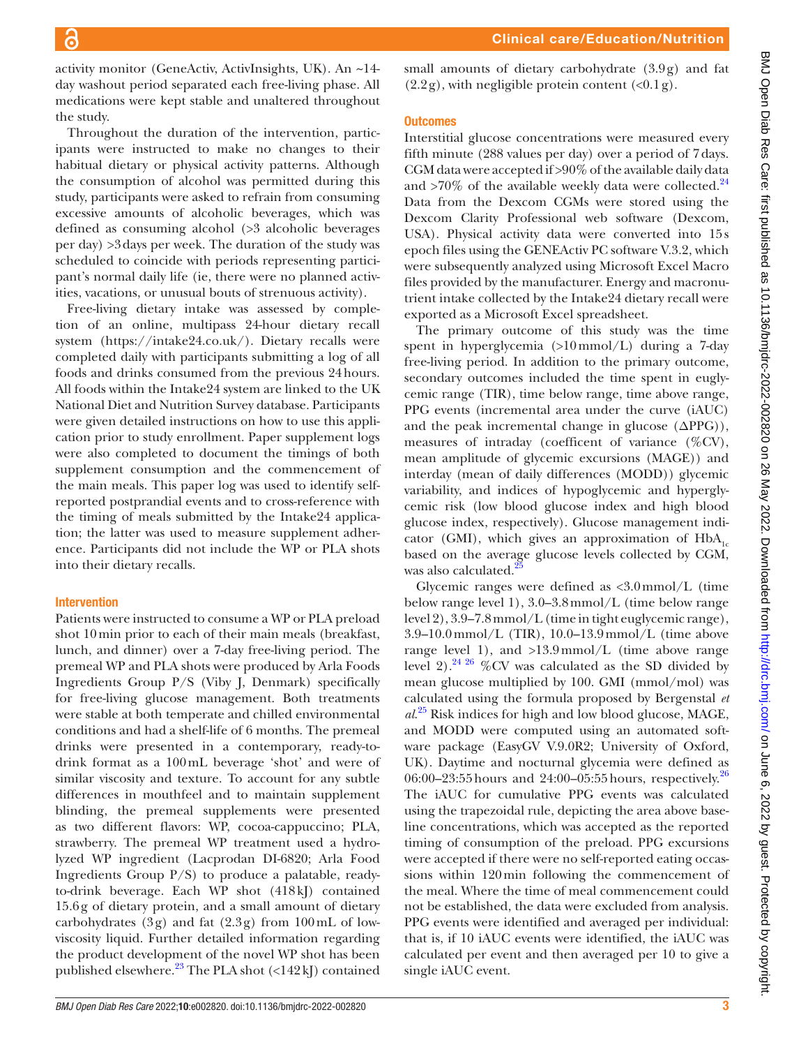activity monitor (GeneActiv, ActivInsights, UK). An ~14-day washout period separated each free-living phase. All medications were kept stable and unaltered throughout the study.

Throughout the duration of the intervention, participants were instructed to make no changes to their habitual dietary or physical activity patterns. Although the consumption of alcohol was permitted during this study, participants were asked to refrain from consuming excessive amounts of alcoholic beverages, which was defined as consuming alcohol (>3 alcoholic beverages per day) >3 days per week. The duration of the study was scheduled to coincide with periods representing participant's normal daily life (ie, there were no planned activities, vacations, or unusual bouts of strenuous activity).

Free-living dietary intake was assessed by completion of an online, multipass 24-hour dietary recall system (https://intake24.co.uk/). Dietary recalls were completed daily with participants submitting a log of all foods and drinks consumed from the previous 24 hours. All foods within the Intake24 system are linked to the UK National Diet and Nutrition Survey database. Participants were given detailed instructions on how to use this application prior to study enrollment. Paper supplement logs were also completed to document the timings of both supplement consumption and the commencement of the main meals. This paper log was used to identify self-reported postprandial events and to cross-reference with the timing of meals submitted by the Intake24 application; the latter was used to measure supplement adherence. Participants did not include the WP or PLA shots into their dietary recalls.

## Intervention

Patients were instructed to consume a WP or PLA preload shot 10 min prior to each of their main meals (breakfast, lunch, and dinner) over a 7-day free-living period. The premeal WP and PLA shots were produced by Arla Foods Ingredients Group P/S (Viby J, Denmark) specifically for free-living glucose management. Both treatments were stable at both temperate and chilled environmental conditions and had a shelf-life of 6 months. The premeal drinks were presented in a contemporary, ready-to-drink format as a 100 mL beverage 'shot' and were of similar viscosity and texture. To account for any subtle differences in mouthfeel and to maintain supplement blinding, the premeal supplements were presented as two different flavors: WP, cocoa-cappuccino; PLA, strawberry. The premeal WP treatment used a hydrolyzed WP ingredient (Lacprodan DI-6820; Arla Food Ingredients Group P/S) to produce a palatable, ready-to-drink beverage. Each WP shot (418 kJ) contained 15.6 g of dietary protein, and a small amount of dietary carbohydrates (3 g) and fat (2.3 g) from 100 mL of low-viscosity liquid. Further detailed information regarding the product development of the novel WP shot has been published elsewhere.[23] The PLA shot (<142 kJ) contained small amounts of dietary carbohydrate (3.9 g) and fat (2.2 g), with negligible protein content (<0.1 g).

## Outcomes

Interstitial glucose concentrations were measured every fifth minute (288 values per day) over a period of 7 days. CGM data were accepted if >90% of the available daily data and >70% of the available weekly data were collected.[24] Data from the Dexcom CGMs were stored using the Dexcom Clarity Professional web software (Dexcom, USA). Physical activity data were converted into 15 s epoch files using the GENEActiv PC software V.3.2, which were subsequently analyzed using Microsoft Excel Macro files provided by the manufacturer. Energy and macronutrient intake collected by the Intake24 dietary recall were exported as a Microsoft Excel spreadsheet.

The primary outcome of this study was the time spent in hyperglycemia (>10 mmol/L) during a 7-day free-living period. In addition to the primary outcome, secondary outcomes included the time spent in euglycemic range (TIR), time below range, time above range, PPG events (incremental area under the curve (iAUC) and the peak incremental change in glucose (ΔPPG)), measures of intraday (coefficent of variance (%CV), mean amplitude of glycemic excursions (MAGE)) and interday (mean of daily differences (MODD)) glycemic variability, and indices of hypoglycemic and hyperglycemic risk (low blood glucose index and high blood glucose index, respectively). Glucose management indicator (GMI), which gives an approximation of $HbA_{1c}$ based on the average glucose levels collected by CGM, was also calculated.[25]

Glycemic ranges were defined as <3.0 mmol/L (time below range level 1), 3.0–3.8 mmol/L (time below range level 2), 3.9–7.8 mmol/L (time in tight euglycemic range), 3.9–10.0 mmol/L (TIR), 10.0–13.9 mmol/L (time above range level 1), and >13.9 mmol/L (time above range level 2).[24,26] %CV was calculated as the SD divided by mean glucose multiplied by 100. GMI (mmol/mol) was calculated using the formula proposed by Bergenstal *et al*.[25] Risk indices for high and low blood glucose, MAGE, and MODD were computed using an automated software package (EasyGV V.9.0R2; University of Oxford, UK). Daytime and nocturnal glycemia were defined as 06:00–23:55 hours and 24:00–05:55 hours, respectively.[26] The iAUC for cumulative PPG events was calculated using the trapezoidal rule, depicting the area above baseline concentrations, which was accepted as the reported timing of consumption of the preload. PPG excursions were accepted if there were no self-reported eating occassions within 120 min following the commencement of the meal. Where the time of meal commencement could not be established, the data were excluded from analysis. PPG events were identified and averaged per individual: that is, if 10 iAUC events were identified, the iAUC was calculated per event and then averaged per 10 to give a single iAUC event.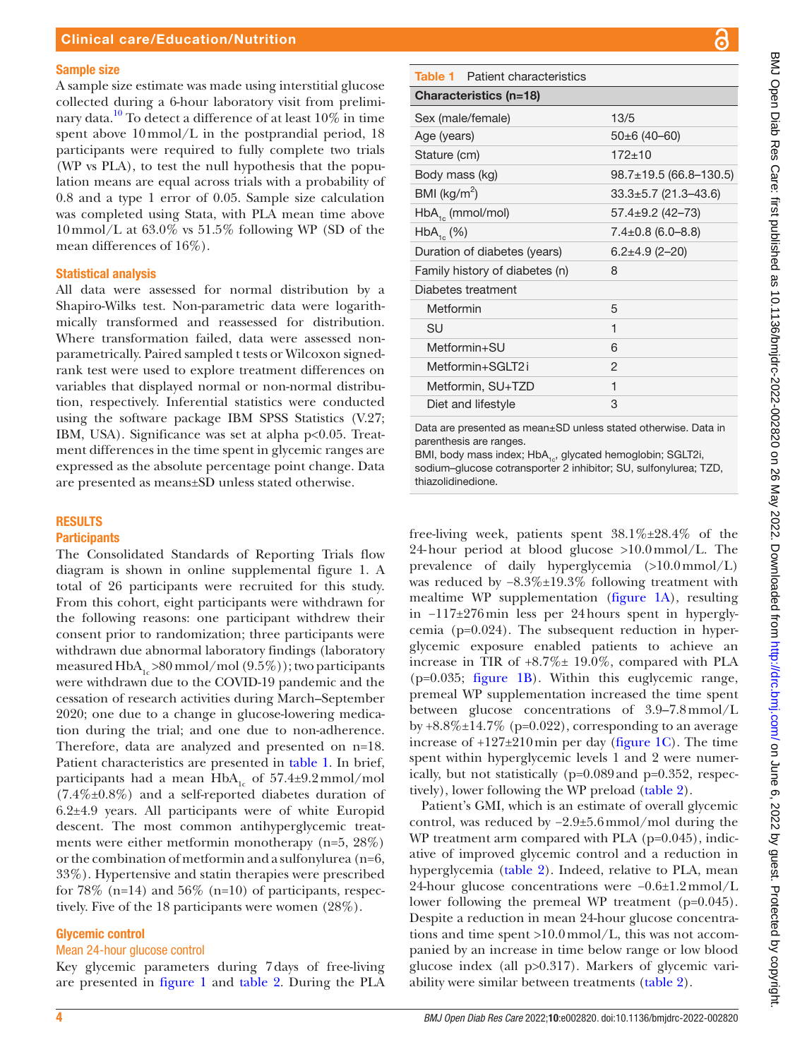## Sample size

A sample size estimate was made using interstitial glucose collected during a 6-hour laboratory visit from preliminary data.[10] To detect a difference of at least 10% in time spent above 10 mmol/L in the postprandial period, 18 participants were required to fully complete two trials (WP vs PLA), to test the null hypothesis that the population means are equal across trials with a probability of 0.8 and a type 1 error of 0.05. Sample size calculation was completed using Stata, with PLA mean time above 10 mmol/L at 63.0% vs 51.5% following WP (SD of the mean differences of 16%).

## Statistical analysis

All data were assessed for normal distribution by a Shapiro-Wilks test. Non-parametric data were logarithmically transformed and reassessed for distribution. Where transformation failed, data were assessed non-parametrically. Paired sampled t tests or Wilcoxon signed-rank test were used to explore treatment differences on variables that displayed normal or non-normal distribution, respectively. Inferential statistics were conducted using the software package IBM SPSS Statistics (V.27; IBM, USA). Significance was set at alpha $p<0.05$. Treatment differences in the time spent in glycemic ranges are expressed as the absolute percentage point change. Data are presented as means±SD unless stated otherwise.

# RESULTS

## Participants

The Consolidated Standards of Reporting Trials flow diagram is shown in online supplemental figure 1. A total of 26 participants were recruited for this study. From this cohort, eight participants were withdrawn for the following reasons: one participant withdrew their consent prior to randomization; three participants were withdrawn due abnormal laboratory findings (laboratory measured $HbA_{1c}$ >80 mmol/mol (9.5%)); two participants were withdrawn due to the COVID-19 pandemic and the cessation of research activities during March–September 2020; one due to a change in glucose-lowering medication during the trial; and one due to non-adherence. Therefore, data are analyzed and presented on n=18. Patient characteristics are presented in table 1. In brief, participants had a mean $HbA_{1c}$ of 57.4±9.2 mmol/mol (7.4%±0.8%) and a self-reported diabetes duration of 6.2±4.9 years. All participants were of white Europid descent. The most common antihyperglycemic treatments were either metformin monotherapy (n=5, 28%) or the combination of metformin and a sulfonylurea (n=6, 33%). Hypertensive and statin therapies were prescribed for 78% (n=14) and 56% (n=10) of participants, respectively. Five of the 18 participants were women (28%).

**Table 1** Patient characteristics

| Characteristics (n=18) | |
|---|---|
| Sex (male/female) | 13/5 |
| Age (years) | 50±6 (40–60) |
| Stature (cm) | 172±10 |
| Body mass (kg) | 98.7±19.5 (66.8–130.5) |
| BMI (kg/m$^2$) | 33.3±5.7 (21.3–43.6) |
| $HbA_{1c}$ (mmol/mol) | 57.4±9.2 (42–73) |
| $HbA_{1c}$ (%) | 7.4±0.8 (6.0–8.8) |
| Duration of diabetes (years) | 6.2±4.9 (2–20) |
| Family history of diabetes (n) | 8 |
| Diabetes treatment | |
| Metformin | 5 |
| SU | 1 |
| Metformin+SU | 6 |
| Metformin+SGLT2 i | 2 |
| Metformin, SU+TZD | 1 |
| Diet and lifestyle | 3 |

Data are presented as mean±SD unless stated otherwise. Data in parenthesis are ranges.
BMI, body mass index; $HbA_{1c}$, glycated hemoglobin; SGLT2i, sodium–glucose cotransporter 2 inhibitor; SU, sulfonylurea; TZD, thiazolidinedione.

## Glycemic control

### Mean 24-hour glucose control

Key glycemic parameters during 7 days of free-living are presented in figure 1 and table 2. During the PLA free-living week, patients spent 38.1%±28.4% of the 24-hour period at blood glucose >10.0 mmol/L. The prevalence of daily hyperglycemia (>10.0 mmol/L) was reduced by −8.3%±19.3% following treatment with mealtime WP supplementation (figure 1A), resulting in −117±276 min less per 24 hours spent in hyperglycemia (p=0.024). The subsequent reduction in hyperglycemic exposure enabled patients to achieve an increase in TIR of +8.7%± 19.0%, compared with PLA (p=0.035; figure 1B). Within this euglycemic range, premeal WP supplementation increased the time spent between glucose concentrations of 3.9–7.8 mmol/L by +8.8%±14.7% (p=0.022), corresponding to an average increase of +127±210 min per day (figure 1C). The time spent within hyperglycemic levels 1 and 2 were numerically, but not statistically (p=0.089 and p=0.352, respectively), lower following the WP preload (table 2).

Patient's GMI, which is an estimate of overall glycemic control, was reduced by −2.9±5.6 mmol/mol during the WP treatment arm compared with PLA (p=0.045), indicative of improved glycemic control and a reduction in hyperglycemia (table 2). Indeed, relative to PLA, mean 24-hour glucose concentrations were −0.6±1.2 mmol/L lower following the premeal WP treatment (p=0.045). Despite a reduction in mean 24-hour glucose concentrations and time spent >10.0 mmol/L, this was not accompanied by an increase in time below range or low blood glucose index (all p>0.317). Markers of glycemic variability were similar between treatments (table 2).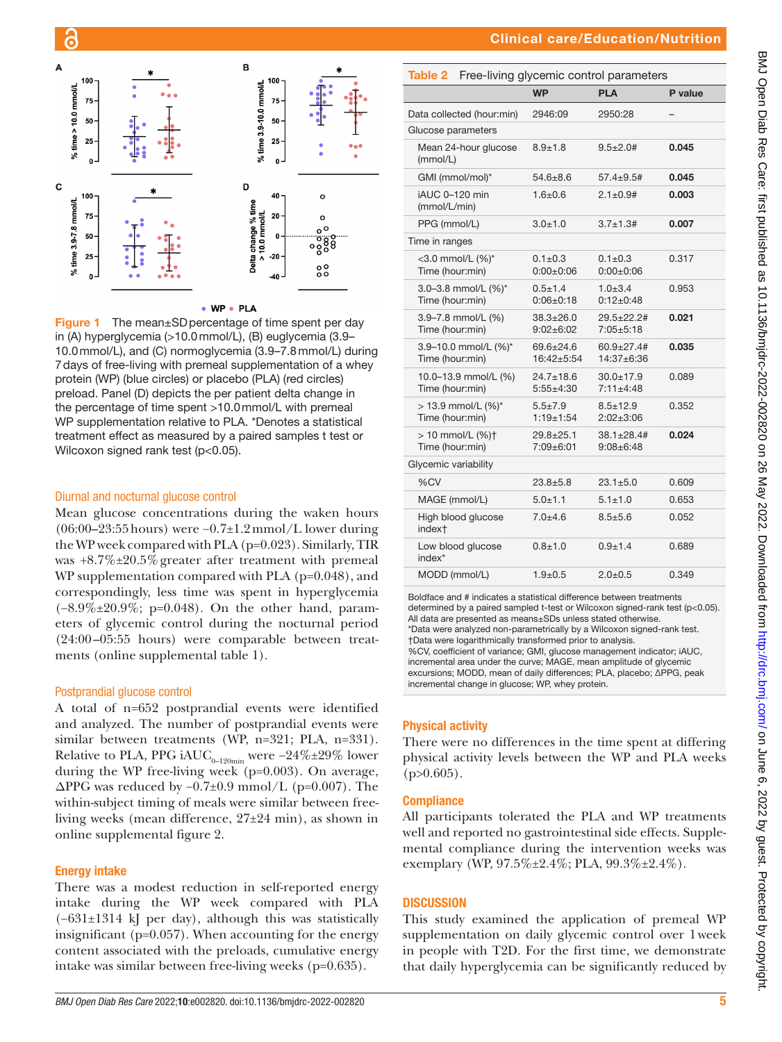Figure 1 The mean±SD percentage of time spent per day in (A) hyperglycemia (>10.0 mmol/L), (B) euglycemia (3.9–10.0 mmol/L), and (C) normoglycemia (3.9–7.8 mmol/L) during 7 days of free-living with premeal supplementation of a whey protein (WP) (blue circles) or placebo (PLA) (red circles) preload. Panel (D) depicts the per patient delta change in the percentage of time spent >10.0 mmol/L with premeal WP supplementation relative to PLA. *Denotes a statistical treatment effect as measured by a paired samples t test or Wilcoxon signed rank test (p<0.05).

### Diurnal and nocturnal glucose control

Mean glucose concentrations during the waken hours (06:00–23:55 hours) were −0.7±1.2 mmol/L lower during the WP week compared with PLA (p=0.023). Similarly, TIR was +8.7%±20.5% greater after treatment with premeal WP supplementation compared with PLA (p=0.048), and correspondingly, less time was spent in hyperglycemia (−8.9%±20.9%; p=0.048). On the other hand, parameters of glycemic control during the nocturnal period (24:00–05:55 hours) were comparable between treatments (online supplemental table 1).

### Postprandial glucose control

A total of n=652 postprandial events were identified and analyzed. The number of postprandial events were similar between treatments (WP, n=321; PLA, n=331). Relative to PLA, PPG $iAUC_{0–120min}$ were −24%±29% lower during the WP free-living week (p=0.003). On average, ΔPPG was reduced by −0.7±0.9 mmol/L (p=0.007). The within-subject timing of meals were similar between free-living weeks (mean difference, 27±24 min), as shown in online supplemental figure 2.

### Energy intake

There was a modest reduction in self-reported energy intake during the WP week compared with PLA (−631±1314 kJ per day), although this was statistically insignificant (p=0.057). When accounting for the energy content associated with the preloads, cumulative energy intake was similar between free-living weeks (p=0.635).

**Table 2** Free-living glycemic control parameters

| | WP | PLA | P value |
|---|---|---|---|
| Data collected (hour:min) | 2946:09 | 2950:28 | – |
| Glucose parameters | | | |
| Mean 24-hour glucose (mmol/L) | 8.9±1.8 | 9.5±2.0# | **0.045** |
| GMI (mmol/mol)* | 54.6±8.6 | 57.4±9.5# | **0.045** |
| iAUC 0–120 min (mmol/L/min) | 1.6±0.6 | 2.1±0.9# | **0.003** |
| PPG (mmol/L) | 3.0±1.0 | 3.7±1.3# | **0.007** |
| Time in ranges | | | |
| <3.0 mmol/L (%)* Time (hour:min) | 0.1±0.3 0:00±0:06 | 0.1±0.3 0:00±0:06 | 0.317 |
| 3.0–3.8 mmol/L (%)* Time (hour:min) | 0.5±1.4 0:06±0:18 | 1.0±3.4 0:12±0:48 | 0.953 |
| 3.9–7.8 mmol/L (%) Time (hour:min) | 38.3±26.0 9:02±6:02 | 29.5±22.2# 7:05±5:18 | **0.021** |
| 3.9–10.0 mmol/L (%)* Time (hour:min) | 69.6±24.6 16:42±5:54 | 60.9±27.4# 14:37±6:36 | **0.035** |
| 10.0–13.9 mmol/L (%) Time (hour:min) | 24.7±18.6 5:55±4:30 | 30.0±17.9 7:11±4:48 | 0.089 |
| > 13.9 mmol/L (%)* Time (hour:min) | 5.5±7.9 1:19±1:54 | 8.5±12.9 2:02±3:06 | 0.352 |
| > 10 mmol/L (%)† Time (hour:min) | 29.8±25.1 7:09±6:01 | 38.1±28.4# 9:08±6:48 | **0.024** |
| Glycemic variability | | | |
| %CV | 23.8±5.8 | 23.1±5.0 | 0.609 |
| MAGE (mmol/L) | 5.0±1.1 | 5.1±1.0 | 0.653 |
| High blood glucose index† | 7.0±4.6 | 8.5±5.6 | 0.052 |
| Low blood glucose index* | 0.8±1.0 | 0.9±1.4 | 0.689 |
| MODD (mmol/L) | 1.9±0.5 | 2.0±0.5 | 0.349 |

Boldface and # indicates a statistical difference between treatments determined by a paired sampled t-test or Wilcoxon signed-rank test (p<0.05). All data are presented as means±SDs unless stated otherwise.
*Data were analyzed non-parametrically by a Wilcoxon signed-rank test.
†Data were logarithmically transformed prior to analysis.
%CV, coefficient of variance; GMI, glucose management indicator; iAUC, incremental area under the curve; MAGE, mean amplitude of glycemic excursions; MODD, mean of daily differences; PLA, placebo; ΔPPG, peak incremental change in glucose; WP, whey protein.

### Physical activity

There were no differences in the time spent at differing physical activity levels between the WP and PLA weeks (p>0.605).

### Compliance

All participants tolerated the PLA and WP treatments well and reported no gastrointestinal side effects. Supplemental compliance during the intervention weeks was exemplary (WP, 97.5%±2.4%; PLA, 99.3%±2.4%).

## DISCUSSION

This study examined the application of premeal WP supplementation on daily glycemic control over 1 week in people with T2D. For the first time, we demonstrate that daily hyperglycemia can be significantly reduced by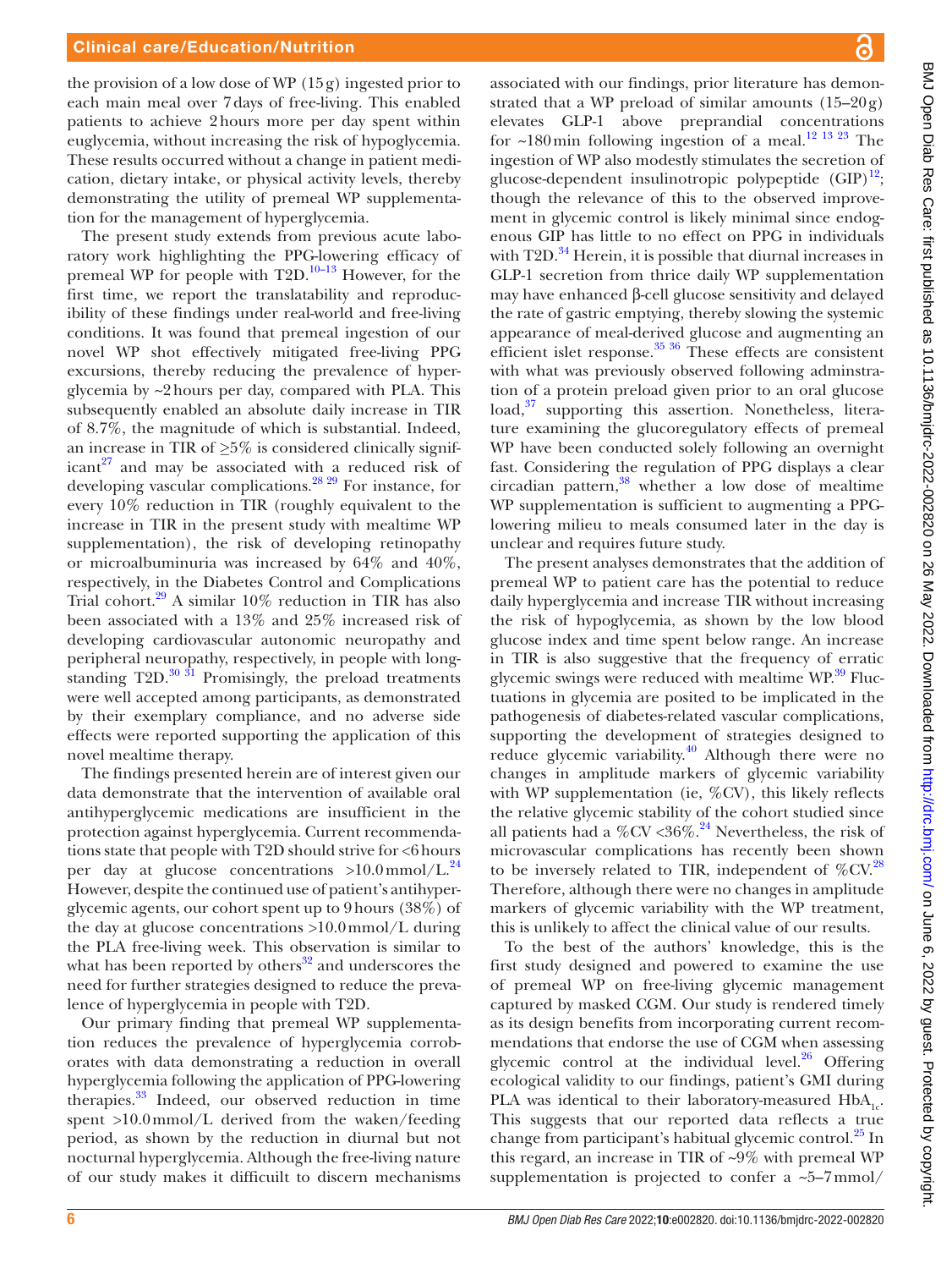the provision of a low dose of WP (15 g) ingested prior to each main meal over 7 days of free-living. This enabled patients to achieve 2 hours more per day spent within euglycemia, without increasing the risk of hypoglycemia. These results occurred without a change in patient medication, dietary intake, or physical activity levels, thereby demonstrating the utility of premeal WP supplementation for the management of hyperglycemia.

The present study extends from previous acute laboratory work highlighting the PPG-lowering efficacy of premeal WP for people with T2D.[10–13] However, for the first time, we report the translatability and reproducibility of these findings under real-world and free-living conditions. It was found that premeal ingestion of our novel WP shot effectively mitigated free-living PPG excursions, thereby reducing the prevalence of hyperglycemia by ~2 hours per day, compared with PLA. This subsequently enabled an absolute daily increase in TIR of 8.7%, the magnitude of which is substantial. Indeed, an increase in TIR of ≥5% is considered clinically significant[27] and may be associated with a reduced risk of developing vascular complications.[28 29] For instance, for every 10% reduction in TIR (roughly equivalent to the increase in TIR in the present study with mealtime WP supplementation), the risk of developing retinopathy or microalbuminuria was increased by 64% and 40%, respectively, in the Diabetes Control and Complications Trial cohort.[29] A similar 10% reduction in TIR has also been associated with a 13% and 25% increased risk of developing cardiovascular autonomic neuropathy and peripheral neuropathy, respectively, in people with longstanding T2D.[30 31] Promisingly, the preload treatments were well accepted among participants, as demonstrated by their exemplary compliance, and no adverse side effects were reported supporting the application of this novel mealtime therapy.

The findings presented herein are of interest given our data demonstrate that the intervention of available oral antihyperglycemic medications are insufficient in the protection against hyperglycemia. Current recommendations state that people with T2D should strive for <6 hours per day at glucose concentrations >10.0 mmol/L.[24] However, despite the continued use of patient's antihyperglycemic agents, our cohort spent up to 9 hours (38%) of the day at glucose concentrations >10.0 mmol/L during the PLA free-living week. This observation is similar to what has been reported by others[32] and underscores the need for further strategies designed to reduce the prevalence of hyperglycemia in people with T2D.

Our primary finding that premeal WP supplementation reduces the prevalence of hyperglycemia corroborates with data demonstrating a reduction in overall hyperglycemia following the application of PPG-lowering therapies.[33] Indeed, our observed reduction in time spent >10.0 mmol/L derived from the waken/feeding period, as shown by the reduction in diurnal but not nocturnal hyperglycemia. Although the free-living nature of our study makes it difficult to discern mechanisms associated with our findings, prior literature has demonstrated that a WP preload of similar amounts (15–20 g) elevates GLP-1 above preprandial concentrations for ~180 min following ingestion of a meal.[12 13 23] The ingestion of WP also modestly stimulates the secretion of glucose-dependent insulinotropic polypeptide (GIP)[12]; though the relevance of this to the observed improvement in glycemic control is likely minimal since endogenous GIP has little to no effect on PPG in individuals with T2D.[34] Herein, it is possible that diurnal increases in GLP-1 secretion from thrice daily WP supplementation may have enhanced β-cell glucose sensitivity and delayed the rate of gastric emptying, thereby slowing the systemic appearance of meal-derived glucose and augmenting an efficient islet response.[35 36] These effects are consistent with what was previously observed following adminstration of a protein preload given prior to an oral glucose load,[37] supporting this assertion. Nonetheless, literature examining the glucoregulatory effects of premeal WP have been conducted solely following an overnight fast. Considering the regulation of PPG displays a clear circadian pattern,[38] whether a low dose of mealtime WP supplementation is sufficient to augmenting a PPG-lowering milieu to meals consumed later in the day is unclear and requires future study.

The present analyses demonstrates that the addition of premeal WP to patient care has the potential to reduce daily hyperglycemia and increase TIR without increasing the risk of hypoglycemia, as shown by the low blood glucose index and time spent below range. An increase in TIR is also suggestive that the frequency of erratic glycemic swings were reduced with mealtime WP.[39] Fluctuations in glycemia are posited to be implicated in the pathogenesis of diabetes-related vascular complications, supporting the development of strategies designed to reduce glycemic variability.[40] Although there were no changes in amplitude markers of glycemic variability with WP supplementation (ie, %CV), this likely reflects the relative glycemic stability of the cohort studied since all patients had a %CV <36%.[24] Nevertheless, the risk of microvascular complications has recently been shown to be inversely related to TIR, independent of %CV.[28] Therefore, although there were no changes in amplitude markers of glycemic variability with the WP treatment, this is unlikely to affect the clinical value of our results.

To the best of the authors' knowledge, this is the first study designed and powered to examine the use of premeal WP on free-living glycemic management captured by masked CGM. Our study is rendered timely as its design benefits from incorporating current recommendations that endorse the use of CGM when assessing glycemic control at the individual level.[26] Offering ecological validity to our findings, patient's GMI during PLA was identical to their laboratory-measured $HbA_{1c}$. This suggests that our reported data reflects a true change from participant's habitual glycemic control.[25] In this regard, an increase in TIR of ~9% with premeal WP supplementation is projected to confer a ~5–7 mmol/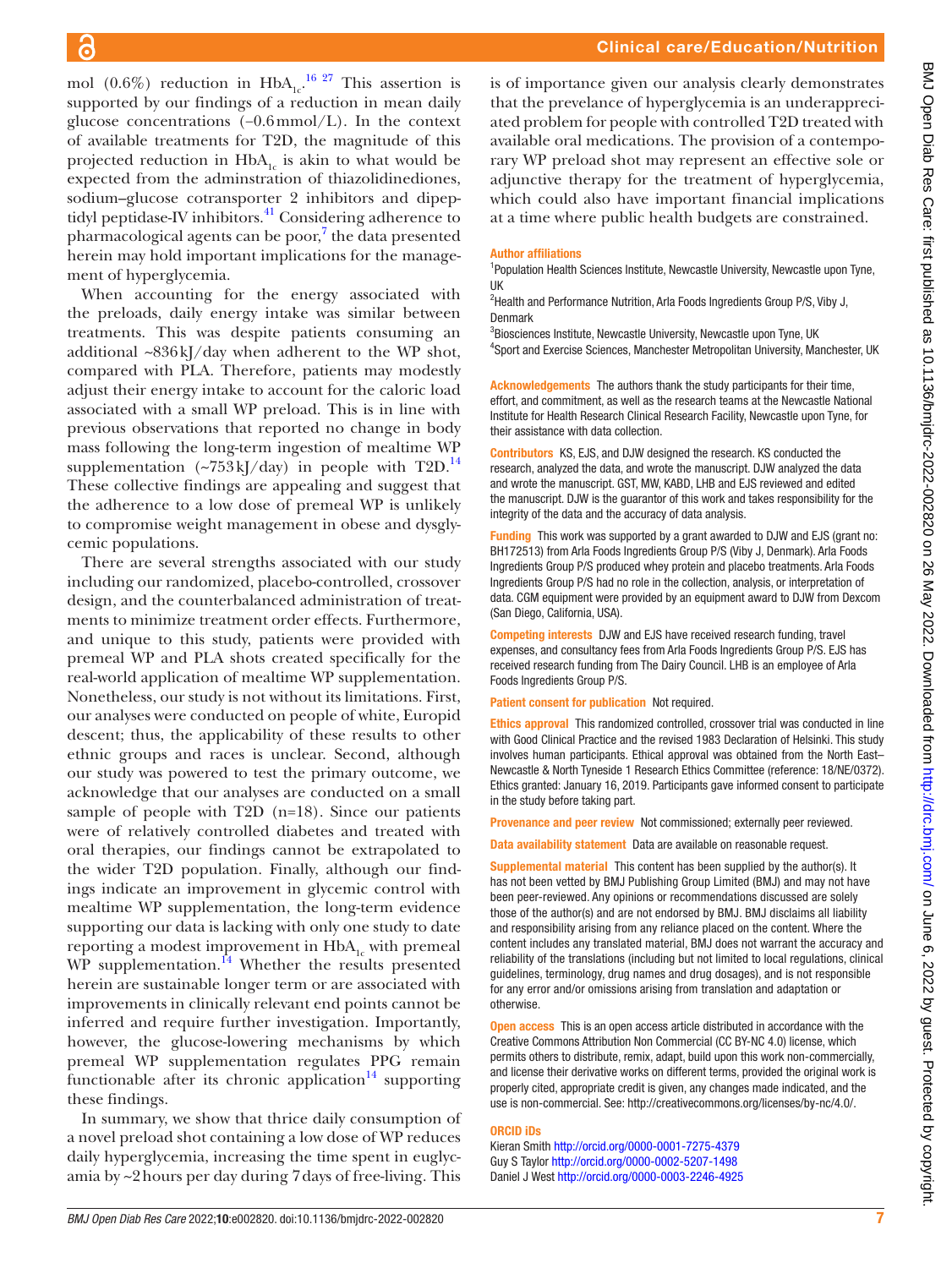mol (0.6%) reduction in $HbA_{1c}$.[16 27] This assertion is supported by our findings of a reduction in mean daily glucose concentrations (−0.6 mmol/L). In the context of available treatments for T2D, the magnitude of this projected reduction in $HbA_{1c}$ is akin to what would be expected from the adminstration of thiazolidinediones, sodium–glucose cotransporter 2 inhibitors and dipeptidyl peptidase-IV inhibitors.[41] Considering adherence to pharmacological agents can be poor,[7] the data presented herein may hold important implications for the management of hyperglycemia.

When accounting for the energy associated with the preloads, daily energy intake was similar between treatments. This was despite patients consuming an additional ~836 kJ/day when adherent to the WP shot, compared with PLA. Therefore, patients may modestly adjust their energy intake to account for the caloric load associated with a small WP preload. This is in line with previous observations that reported no change in body mass following the long-term ingestion of mealtime WP supplementation (~753 kJ/day) in people with T2D.[14] These collective findings are appealing and suggest that the adherence to a low dose of premeal WP is unlikely to compromise weight management in obese and dysglycemic populations.

There are several strengths associated with our study including our randomized, placebo-controlled, crossover design, and the counterbalanced administration of treatments to minimize treatment order effects. Furthermore, and unique to this study, patients were provided with premeal WP and PLA shots created specifically for the real-world application of mealtime WP supplementation. Nonetheless, our study is not without its limitations. First, our analyses were conducted on people of white, Europid descent; thus, the applicability of these results to other ethnic groups and races is unclear. Second, although our study was powered to test the primary outcome, we acknowledge that our analyses are conducted on a small sample of people with T2D (n=18). Since our patients were of relatively controlled diabetes and treated with oral therapies, our findings cannot be extrapolated to the wider T2D population. Finally, although our findings indicate an improvement in glycemic control with mealtime WP supplementation, the long-term evidence supporting our data is lacking with only one study to date reporting a modest improvement in $HbA_{1c}$ with premeal WP supplementation.[14] Whether the results presented herein are sustainable longer term or are associated with improvements in clinically relevant end points cannot be inferred and require further investigation. Importantly, however, the glucose-lowering mechanisms by which premeal WP supplementation regulates PPG remain functionable after its chronic application[14] supporting these findings.

In summary, we show that thrice daily consumption of a novel preload shot containing a low dose of WP reduces daily hyperglycemia, increasing the time spent in euglycamia by ~2 hours per day during 7 days of free-living. This is of importance given our analysis clearly demonstrates that the prevelance of hyperglycemia is an underappreciated problem for people with controlled T2D treated with available oral medications. The provision of a contemporary WP preload shot may represent an effective sole or adjunctive therapy for the treatment of hyperglycemia, which could also have important financial implications at a time where public health budgets are constrained.

**Author affiliations**

[1]Population Health Sciences Institute, Newcastle University, Newcastle upon Tyne, UK
[2]Health and Performance Nutrition, Arla Foods Ingredients Group P/S, Viby J, Denmark
[3]Biosciences Institute, Newcastle University, Newcastle upon Tyne, UK
[4]Sport and Exercise Sciences, Manchester Metropolitan University, Manchester, UK

**Acknowledgements** The authors thank the study participants for their time, effort, and commitment, as well as the research teams at the Newcastle National Institute for Health Research Clinical Research Facility, Newcastle upon Tyne, for their assistance with data collection.

**Contributors** KS, EJS, and DJW designed the research. KS conducted the research, analyzed the data, and wrote the manuscript. DJW analyzed the data and wrote the manuscript. GST, MW, KABD, LHB and EJS reviewed and edited the manuscript. DJW is the guarantor of this work and takes responsibility for the integrity of the data and the accuracy of data analysis.

**Funding** This work was supported by a grant awarded to DJW and EJS (grant no: BH172513) from Arla Foods Ingredients Group P/S (Viby J, Denmark). Arla Foods Ingredients Group P/S produced whey protein and placebo treatments. Arla Foods Ingredients Group P/S had no role in the collection, analysis, or interpretation of data. CGM equipment were provided by an equipment award to DJW from Dexcom (San Diego, California, USA).

**Competing interests** DJW and EJS have received research funding, travel expenses, and consultancy fees from Arla Foods Ingredients Group P/S. EJS has received research funding from The Dairy Council. LHB is an employee of Arla Foods Ingredients Group P/S.

**Patient consent for publication** Not required.

**Ethics approval** This randomized controlled, crossover trial was conducted in line with Good Clinical Practice and the revised 1983 Declaration of Helsinki. This study involves human participants. Ethical approval was obtained from the North East–Newcastle & North Tyneside 1 Research Ethics Committee (reference: 18/NE/0372). Ethics granted: January 16, 2019. Participants gave informed consent to participate in the study before taking part.

**Provenance and peer review** Not commissioned; externally peer reviewed.

**Data availability statement** Data are available on reasonable request.

**Supplemental material** This content has been supplied by the author(s). It has not been vetted by BMJ Publishing Group Limited (BMJ) and may not have been peer-reviewed. Any opinions or recommendations discussed are solely those of the author(s) and are not endorsed by BMJ. BMJ disclaims all liability and responsibility arising from any reliance placed on the content. Where the content includes any translated material, BMJ does not warrant the accuracy and reliability of the translations (including but not limited to local regulations, clinical guidelines, terminology, drug names and drug dosages), and is not responsible for any error and/or omissions arising from translation and adaptation or otherwise.

**Open access** This is an open access article distributed in accordance with the Creative Commons Attribution Non Commercial (CC BY-NC 4.0) license, which permits others to distribute, remix, adapt, build upon this work non-commercially, and license their derivative works on different terms, provided the original work is properly cited, appropriate credit is given, any changes made indicated, and the use is non-commercial. See: http://creativecommons.org/licenses/by-nc/4.0/.

**ORCID iDs**

Kieran Smith http://orcid.org/0000-0001-7275-4379
Guy S Taylor http://orcid.org/0000-0002-5207-1498
Daniel J West http://orcid.org/0000-0003-2246-4925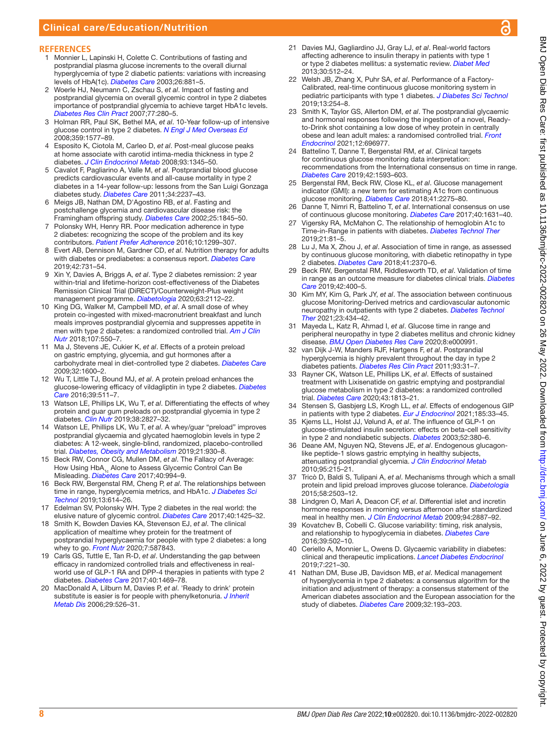## REFERENCES

1. Monnier L, Lapinski H, Colette C. Contributions of fasting and postprandial plasma glucose increments to the overall diurnal hyperglycemia of type 2 diabetic patients: variations with increasing levels of HbA(1c). *Diabetes Care* 2003;26:881–5.
2. Woerle HJ, Neumann C, Zschau S, *et al*. Impact of fasting and postprandial glycemia on overall glycemic control in type 2 diabetes importance of postprandial glycemia to achieve target HbA1c levels. *Diabetes Res Clin Pract* 2007;77:280–5.
3. Holman RR, Paul SK, Bethel MA, *et al*. 10-Year follow-up of intensive glucose control in type 2 diabetes. *N Engl J Med Overseas Ed* 2008;359:1577–89.
4. Esposito K, Ciotola M, Carleo D, *et al*. Post-meal glucose peaks at home associate with carotid intima-media thickness in type 2 diabetes. *J Clin Endocrinol Metab* 2008;93:1345–50.
5. Cavalot F, Pagliarino A, Valle M, *et al*. Postprandial blood glucose predicts cardiovascular events and all-cause mortality in type 2 diabetes in a 14-year follow-up: lessons from the San Luigi Gonzaga diabetes study. *Diabetes Care* 2011;34:2237–43.
6. Meigs JB, Nathan DM, D'Agostino RB, *et al*. Fasting and postchallenge glycemia and cardiovascular disease risk: the Framingham offspring study. *Diabetes Care* 2002;25:1845–50.
7. Polonsky WH, Henry RR. Poor medication adherence in type 2 diabetes: recognizing the scope of the problem and its key contributors. *Patient Prefer Adherence* 2016;10:1299–307.
8. Evert AB, Dennison M, Gardner CD, *et al*. Nutrition therapy for adults with diabetes or prediabetes: a consensus report. *Diabetes Care* 2019;42:731–54.
9. Xin Y, Davies A, Briggs A, *et al*. Type 2 diabetes remission: 2 year within-trial and lifetime-horizon cost-effectiveness of the Diabetes Remission Clinical Trial (DiRECT)/Counterweight-Plus weight management programme. *Diabetologia* 2020;63:2112–22.
10. King DG, Walker M, Campbell MD, *et al*. A small dose of whey protein co-ingested with mixed-macronutrient breakfast and lunch meals improves postprandial glycemia and suppresses appetite in men with type 2 diabetes: a randomized controlled trial. *Am J Clin Nutr* 2018;107:550–7.
11. Ma J, Stevens JE, Cukier K, *et al*. Effects of a protein preload on gastric emptying, glycemia, and gut hormones after a carbohydrate meal in diet-controlled type 2 diabetes. *Diabetes Care* 2009;32:1600–2.
12. Wu T, Little TJ, Bound MJ, *et al*. A protein preload enhances the glucose-lowering efficacy of vildagliptin in type 2 diabetes. *Diabetes Care* 2016;39:511–7.
13. Watson LE, Phillips LK, Wu T, *et al*. Differentiating the effects of whey protein and guar gum preloads on postprandial glycemia in type 2 diabetes. *Clin Nutr* 2019;38:2827–32.
14. Watson LE, Phillips LK, Wu T, *et al*. A whey/guar "preload" improves postprandial glycaemia and glycated haemoglobin levels in type 2 diabetes: A 12-week, single-blind, randomized, placebo-controlled trial. *Diabetes, Obesity and Metabolism* 2019;21:930–8.
15. Beck RW, Connor CG, Mullen DM, *et al*. The Fallacy of Average: How Using $HbA_{1c}$ Alone to Assess Glycemic Control Can Be Misleading. *Diabetes Care* 2017;40:994–9.
16. Beck RW, Bergenstal RM, Cheng P, *et al*. The relationships between time in range, hyperglycemia metrics, and HbA1c. *J Diabetes Sci Technol* 2019;13:614–26.
17. Edelman SV, Polonsky WH. Type 2 diabetes in the real world: the elusive nature of glycemic control. *Diabetes Care* 2017;40:1425–32.
18. Smith K, Bowden Davies KA, Stevenson EJ, *et al*. The clinical application of mealtime whey protein for the treatment of postprandial hyperglycaemia for people with type 2 diabetes: a long whey to go. *Front Nutr* 2020;7:587843.
19. Carls GS, Tuttle E, Tan R-D, *et al*. Understanding the gap between efficacy in randomized controlled trials and effectiveness in real-world use of GLP-1 RA and DPP-4 therapies in patients with type 2 diabetes. *Diabetes Care* 2017;40:1469–78.
20. MacDonald A, Lilburn M, Davies P, *et al*. 'Ready to drink' protein substitute is easier is for people with phenylketonuria. *J Inherit Metab Dis* 2006;29:526–31.
21. Davies MJ, Gagliardino JJ, Gray LJ, *et al*. Real-world factors affecting adherence to insulin therapy in patients with type 1 or type 2 diabetes mellitus: a systematic review. *Diabet Med* 2013;30:512–24.
22. Welsh JB, Zhang X, Puhr SA, *et al*. Performance of a Factory-Calibrated, real-time continuous glucose monitoring system in pediatric participants with type 1 diabetes. *J Diabetes Sci Technol* 2019;13:254–8.
23. Smith K, Taylor GS, Allerton DM, *et al*. The postprandial glycaemic and hormonal responses following the ingestion of a novel, Ready-to-Drink shot containing a low dose of whey protein in centrally obese and lean adult males: a randomised controlled trial. *Front Endocrinol* 2021;12:696977.
24. Battelino T, Danne T, Bergenstal RM, *et al*. Clinical targets for continuous glucose monitoring data interpretation: recommendations from the International consensus on time in range. *Diabetes Care* 2019;42:1593–603.
25. Bergenstal RM, Beck RW, Close KL, *et al*. Glucose management indicator (GMI): a new term for estimating A1c from continuous glucose monitoring. *Diabetes Care* 2018;41:2275–80.
26. Danne T, Nimri R, Battelino T, *et al*. International consensus on use of continuous glucose monitoring. *Diabetes Care* 2017;40:1631–40.
27. Vigersky RA, McMahon C. The relationship of hemoglobin A1c to Time-in-Range in patients with diabetes. *Diabetes Technol Ther* 2019;21:81–5.
28. Lu J, Ma X, Zhou J, *et al*. Association of time in range, as assessed by continuous glucose monitoring, with diabetic retinopathy in type 2 diabetes. *Diabetes Care* 2018;41:2370–6.
29. Beck RW, Bergenstal RM, Riddlesworth TD, *et al*. Validation of time in range as an outcome measure for diabetes clinical trials. *Diabetes Care* 2019;42:400–5.
30. Kim MY, Kim G, Park JY, *et al*. The association between continuous glucose Monitoring-Derived metrics and cardiovascular autonomic neuropathy in outpatients with type 2 diabetes. *Diabetes Technol Ther* 2021;23:434–42.
31. Mayeda L, Katz R, Ahmad I, *et al*. Glucose time in range and peripheral neuropathy in type 2 diabetes mellitus and chronic kidney disease. *BMJ Open Diabetes Res Care* 2020;8:e000991.
32. van Dijk J-W, Manders RJF, Hartgens F, *et al*. Postprandial hyperglycemia is highly prevalent throughout the day in type 2 diabetes patients. *Diabetes Res Clin Pract* 2011;93:31–7.
33. Rayner CK, Watson LE, Phillips LK, *et al*. Effects of sustained treatment with Lixisenatide on gastric emptying and postprandial glucose metabolism in type 2 diabetes: a randomized controlled trial. *Diabetes Care* 2020;43:1813–21.
34. Stensen S, Gasbjerg LS, Krogh LL, *et al*. Effects of endogenous GIP in patients with type 2 diabetes. *Eur J Endocrinol* 2021;185:33–45.
35. Kjems LL, Holst JJ, Vølund A, *et al*. The influence of GLP-1 on glucose-stimulated insulin secretion: effects on beta-cell sensitivity in type 2 and nondiabetic subjects. *Diabetes* 2003;52:380–6.
36. Deane AM, Nguyen NQ, Stevens JE, *et al*. Endogenous glucagon-like peptide-1 slows gastric emptying in healthy subjects, attenuating postprandial glycemia. *J Clin Endocrinol Metab* 2010;95:215–21.
37. Tricò D, Baldi S, Tulipani A, *et al*. Mechanisms through which a small protein and lipid preload improves glucose tolerance. *Diabetologia* 2015;58:2503–12.
38. Lindgren O, Mari A, Deacon CF, *et al*. Differential islet and incretin hormone responses in morning versus afternoon after standardized meal in healthy men. *J Clin Endocrinol Metab* 2009;94:2887–92.
39. Kovatchev B, Cobelli C. Glucose variability: timing, risk analysis, and relationship to hypoglycemia in diabetes. *Diabetes Care* 2016;39:502–10.
40. Ceriello A, Monnier L, Owens D. Glycaemic variability in diabetes: clinical and therapeutic implications. *Lancet Diabetes Endocrinol* 2019;7:221–30.
41. Nathan DM, Buse JB, Davidson MB, *et al*. Medical management of hyperglycemia in type 2 diabetes: a consensus algorithm for the initiation and adjustment of therapy: a consensus statement of the American diabetes association and the European association for the study of diabetes. *Diabetes Care* 2009;32:193–203.